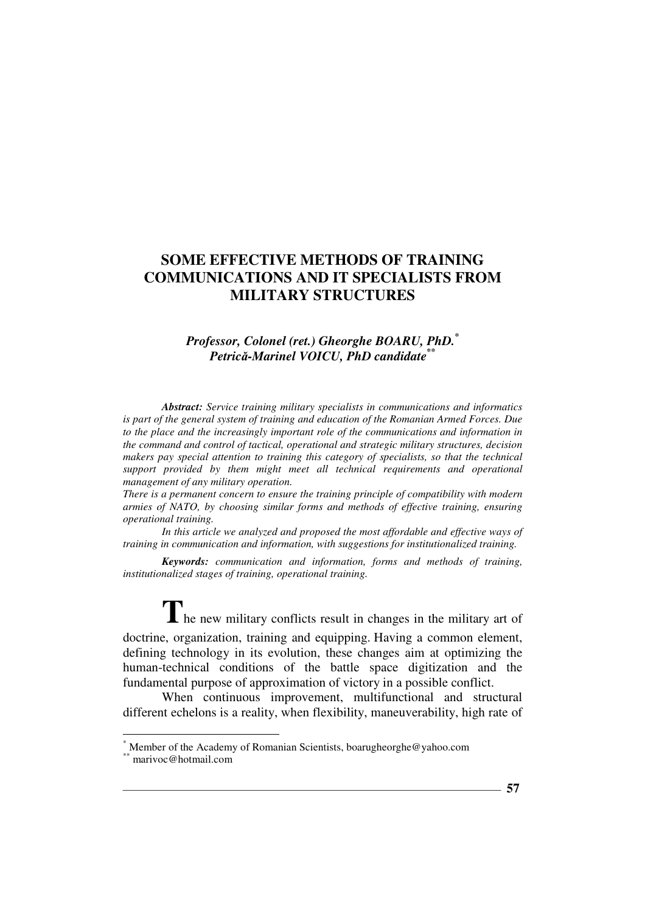# SOME EFFECTIVE METHODS OF TRAINING COMMUNICATIONS AND IT SPECIALISTS FROM MILITARY STRUCTURES

***Professor, Colonel (ret.) Gheorghe BOARU, PhD.*** [*]
***Petrică-Marinel VOICU, PhD candidate*** [**]

***Abstract:*** *Service training military specialists in communications and informatics is part of the general system of training and education of the Romanian Armed Forces. Due to the place and the increasingly important role of the communications and information in the command and control of tactical, operational and strategic military structures, decision makers pay special attention to training this category of specialists, so that the technical support provided by them might meet all technical requirements and operational management of any military operation.*

*There is a permanent concern to ensure the training principle of compatibility with modern armies of NATO, by choosing similar forms and methods of effective training, ensuring operational training.*

*In this article we analyzed and proposed the most affordable and effective ways of training in communication and information, with suggestions for institutionalized training.*

***Keywords:*** *communication and information, forms and methods of training, institutionalized stages of training, operational training.*

**T**he new military conflicts result in changes in the military art of doctrine, organization, training and equipping. Having a common element, defining technology in its evolution, these changes aim at optimizing the human-technical conditions of the battle space digitization and the fundamental purpose of approximation of victory in a possible conflict.

When continuous improvement, multifunctional and structural different echelons is a reality, when flexibility, maneuverability, high rate of

---

[*] Member of the Academy of Romanian Scientists, boarugheorghe@yahoo.com
[**] marivoc@hotmail.com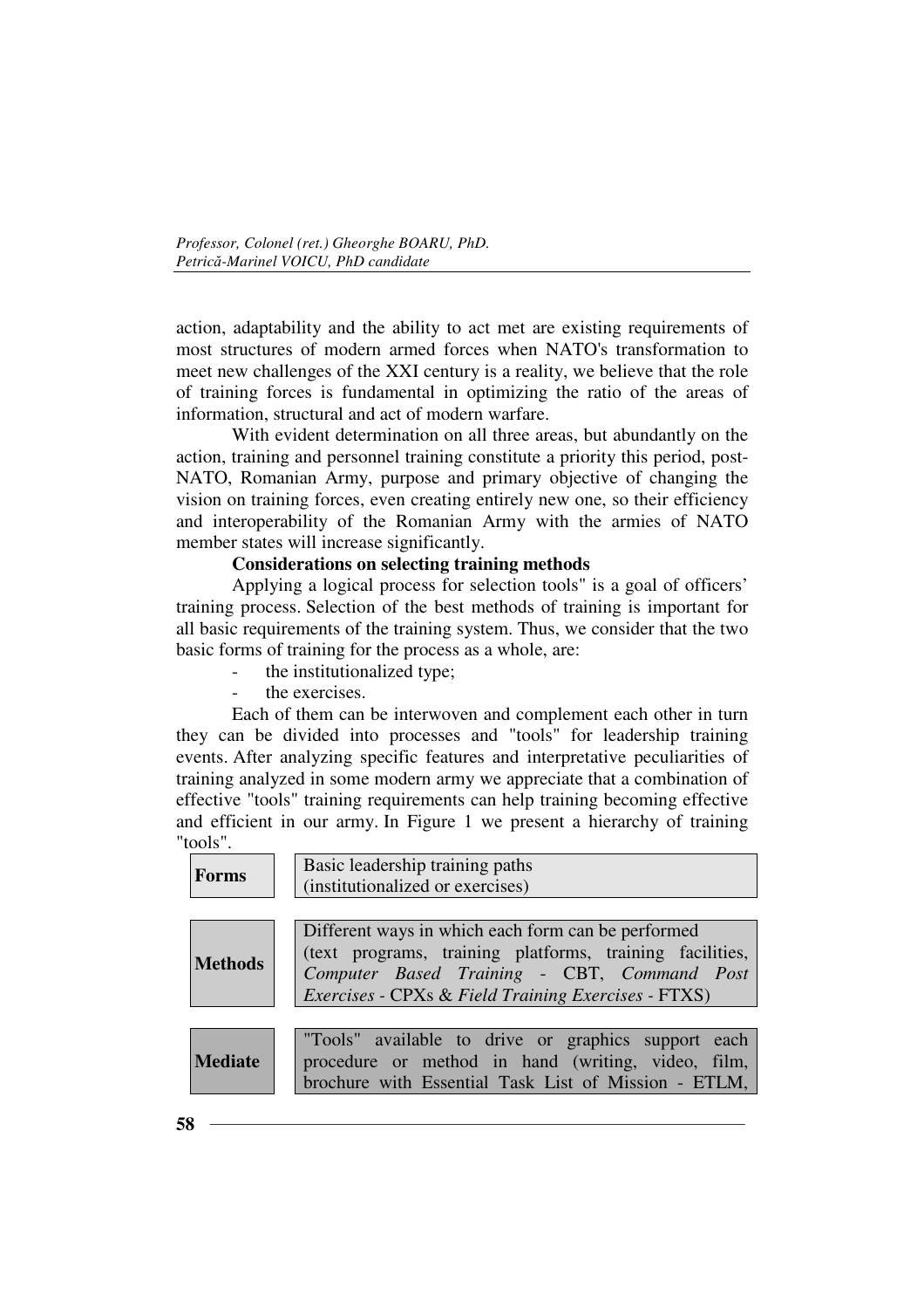action, adaptability and the ability to act met are existing requirements of most structures of modern armed forces when NATO's transformation to meet new challenges of the XXI century is a reality, we believe that the role of training forces is fundamental in optimizing the ratio of the areas of information, structural and act of modern warfare.

With evident determination on all three areas, but abundantly on the action, training and personnel training constitute a priority this period, post-NATO, Romanian Army, purpose and primary objective of changing the vision on training forces, even creating entirely new one, so their efficiency and interoperability of the Romanian Army with the armies of NATO member states will increase significantly.

**Considerations on selecting training methods**

Applying a logical process for selection tools" is a goal of officers' training process. Selection of the best methods of training is important for all basic requirements of the training system. Thus, we consider that the two basic forms of training for the process as a whole, are:

- the institutionalized type;
- the exercises.

Each of them can be interwoven and complement each other in turn they can be divided into processes and "tools" for leadership training events. After analyzing specific features and interpretative peculiarities of training analyzed in some modern army we appreciate that a combination of effective "tools" training requirements can help training becoming effective and efficient in our army. In Figure 1 we present a hierarchy of training "tools".

| | |
|---|---|
| **Forms** | Basic leadership training paths (institutionalized or exercises) |
| **Methods** | Different ways in which each form can be performed (text programs, training platforms, training facilities, *Computer Based Training* - CBT, *Command Post Exercises* - CPXs & *Field Training Exercises* - FTXS) |
| **Mediate** | "Tools" available to drive or graphics support each procedure or method in hand (writing, video, film, brochure with Essential Task List of Mission - ETLM, |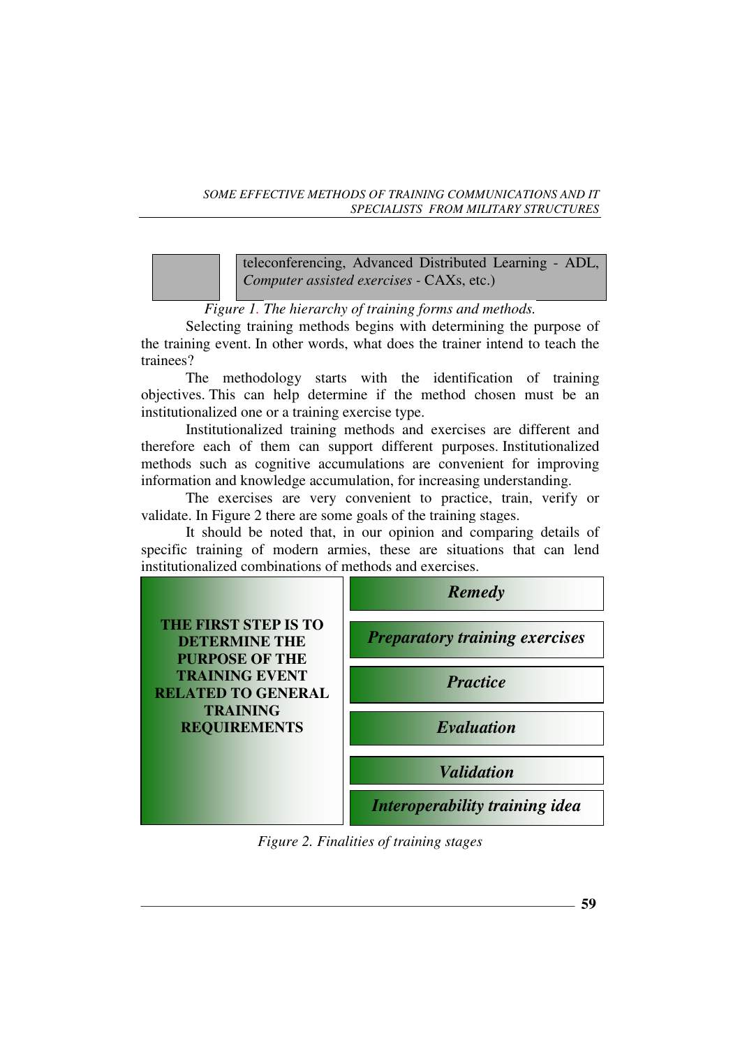| | teleconferencing, Advanced Distributed Learning - ADL, *Computer assisted exercises* - CAXs, etc.) |
|---|---|

*Figure 1. The hierarchy of training forms and methods.*

Selecting training methods begins with determining the purpose of the training event. In other words, what does the trainer intend to teach the trainees?

The methodology starts with the identification of training objectives. This can help determine if the method chosen must be an institutionalized one or a training exercise type.

Institutionalized training methods and exercises are different and therefore each of them can support different purposes. Institutionalized methods such as cognitive accumulations are convenient for improving information and knowledge accumulation, for increasing understanding.

The exercises are very convenient to practice, train, verify or validate. In Figure 2 there are some goals of the training stages.

It should be noted that, in our opinion and comparing details of specific training of modern armies, these are situations that can lend institutionalized combinations of methods and exercises.

| THE FIRST STEP IS TO DETERMINE THE PURPOSE OF THE TRAINING EVENT RELATED TO GENERAL TRAINING REQUIREMENTS | |
|---|---|
| | ***Remedy*** |
| | ***Preparatory training exercises*** |
| | ***Practice*** |
| | ***Evaluation*** |
| | ***Validation*** |
| | ***Interoperability training idea*** |

*Figure 2. Finalities of training stages*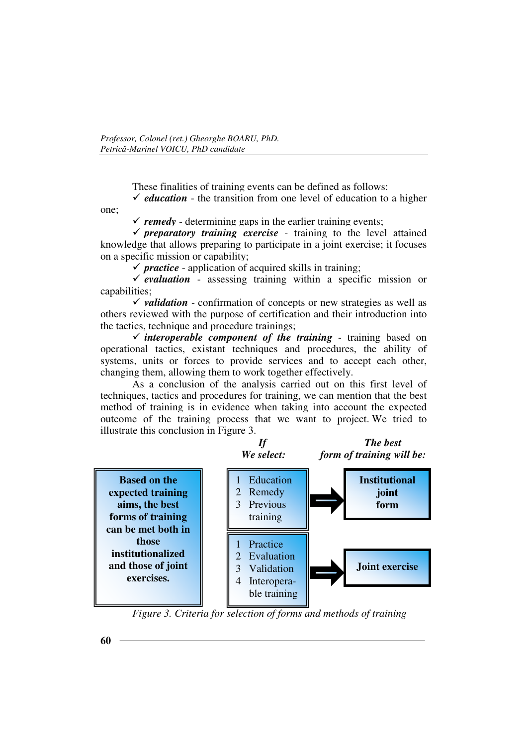These finalities of training events can be defined as follows:

✓ ***education*** - the transition from one level of education to a higher one;

✓ ***remedy*** - determining gaps in the earlier training events;

✓ ***preparatory training exercise*** - training to the level attained knowledge that allows preparing to participate in a joint exercise; it focuses on a specific mission or capability;

✓ ***practice*** - application of acquired skills in training;

✓ ***evaluation*** - assessing training within a specific mission or capabilities;

✓ ***validation*** - confirmation of concepts or new strategies as well as others reviewed with the purpose of certification and their introduction into the tactics, technique and procedure trainings;

✓ ***interoperable component of the training*** - training based on operational tactics, existant techniques and procedures, the ability of systems, units or forces to provide services and to accept each other, changing them, allowing them to work together effectively.

As a conclusion of the analysis carried out on this first level of techniques, tactics and procedures for training, we can mention that the best method of training is in evidence when taking into account the expected outcome of the training process that we want to project. We tried to illustrate this conclusion in Figure 3.

| | ***If We select:*** | | ***The best form of training will be:*** |
|---|---|---|---|
| **Based on the expected training aims, the best forms of training can be met both in those institutionalized and those of joint exercises.** | 1 Education<br>2 Remedy<br>3 Previous training | ➡ | **Institutional joint form** |
| | 1 Practice<br>2 Evaluation<br>3 Validation<br>4 Interopera-ble training | ➡ | **Joint exercise** |

*Figure 3. Criteria for selection of forms and methods of training*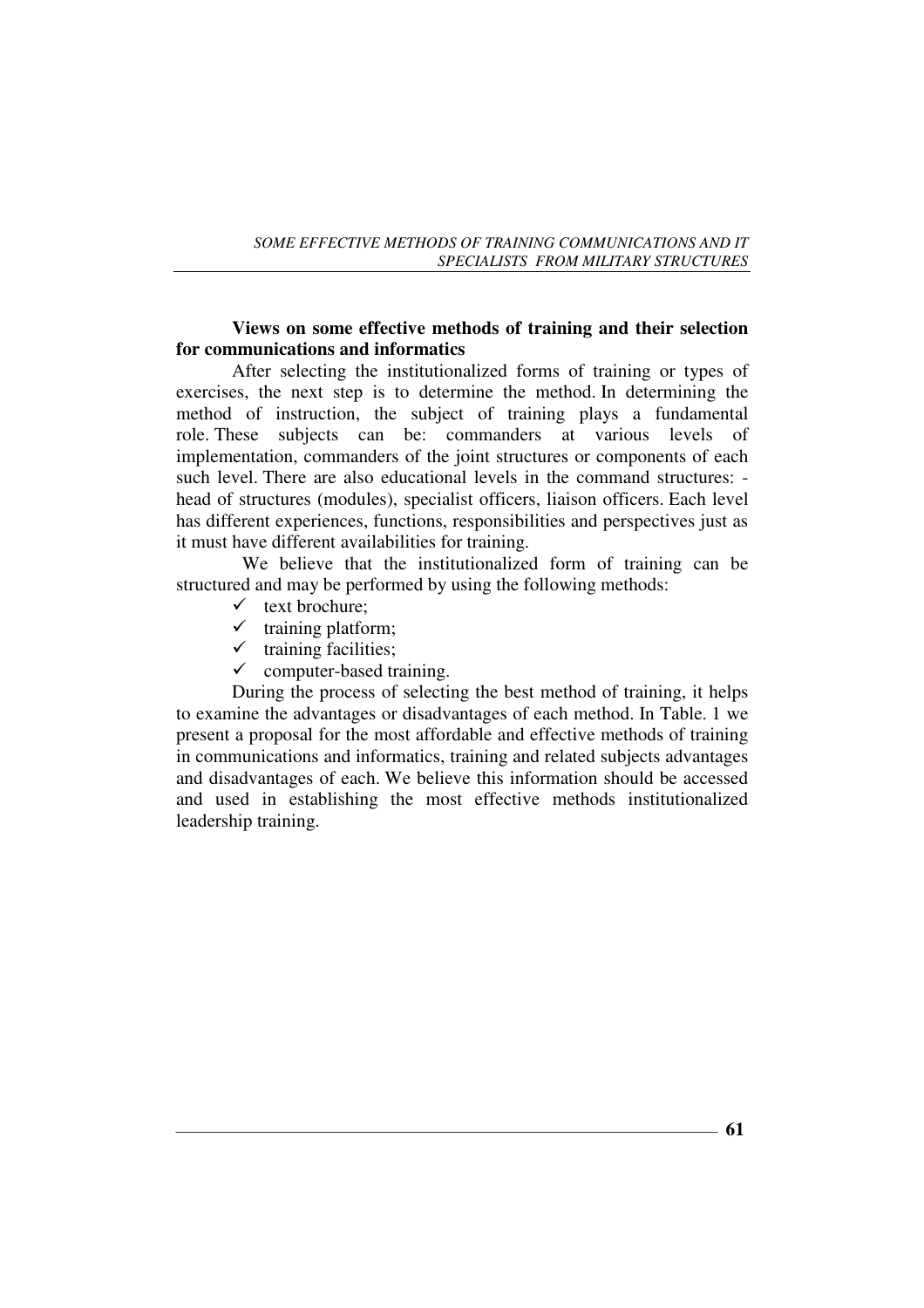**Views on some effective methods of training and their selection for communications and informatics**

After selecting the institutionalized forms of training or types of exercises, the next step is to determine the method. In determining the method of instruction, the subject of training plays a fundamental role. These subjects can be: commanders at various levels of implementation, commanders of the joint structures or components of each such level. There are also educational levels in the command structures: - head of structures (modules), specialist officers, liaison officers. Each level has different experiences, functions, responsibilities and perspectives just as it must have different availabilities for training.

We believe that the institutionalized form of training can be structured and may be performed by using the following methods:

- ✓ text brochure;
- ✓ training platform;
- ✓ training facilities;
- ✓ computer-based training.

During the process of selecting the best method of training, it helps to examine the advantages or disadvantages of each method. In Table. 1 we present a proposal for the most affordable and effective methods of training in communications and informatics, training and related subjects advantages and disadvantages of each. We believe this information should be accessed and used in establishing the most effective methods institutionalized leadership training.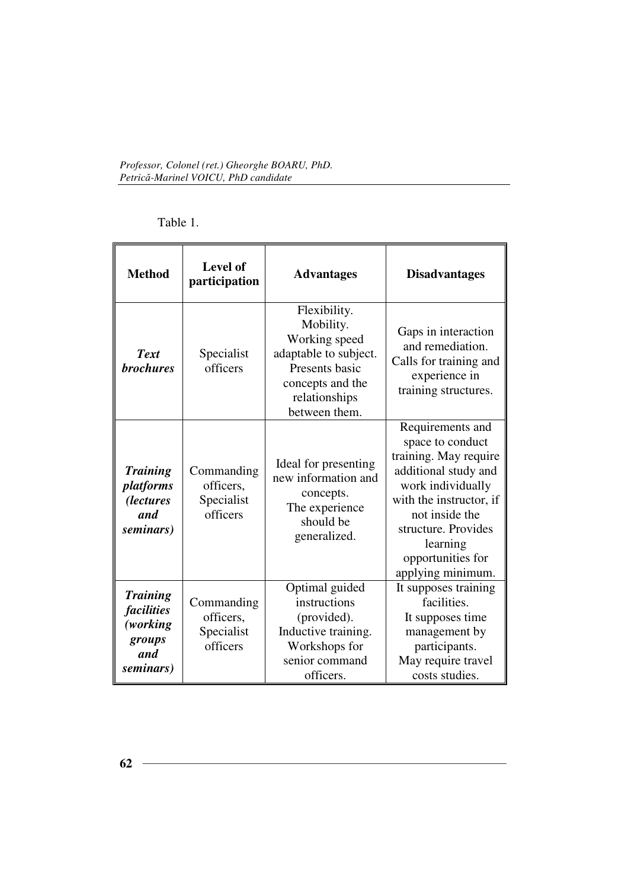Table 1.

| Method | Level of participation | Advantages | Disadvantages |
| --- | --- | --- | --- |
| ***Text brochures*** | Specialist officers | Flexibility. Mobility. Working speed adaptable to subject. Presents basic concepts and the relationships between them. | Gaps in interaction and remediation. Calls for training and experience in training structures. |
| ***Training platforms (lectures and seminars)*** | Commanding officers, Specialist officers | Ideal for presenting new information and concepts. The experience should be generalized. | Requirements and space to conduct training. May require additional study and work individually with the instructor, if not inside the structure. Provides learning opportunities for applying minimum. |
| ***Training facilities (working groups and seminars)*** | Commanding officers, Specialist officers | Optimal guided instructions (provided). Inductive training. Workshops for senior command officers. | It supposes training facilities. It supposes time management by participants. May require travel costs studies. |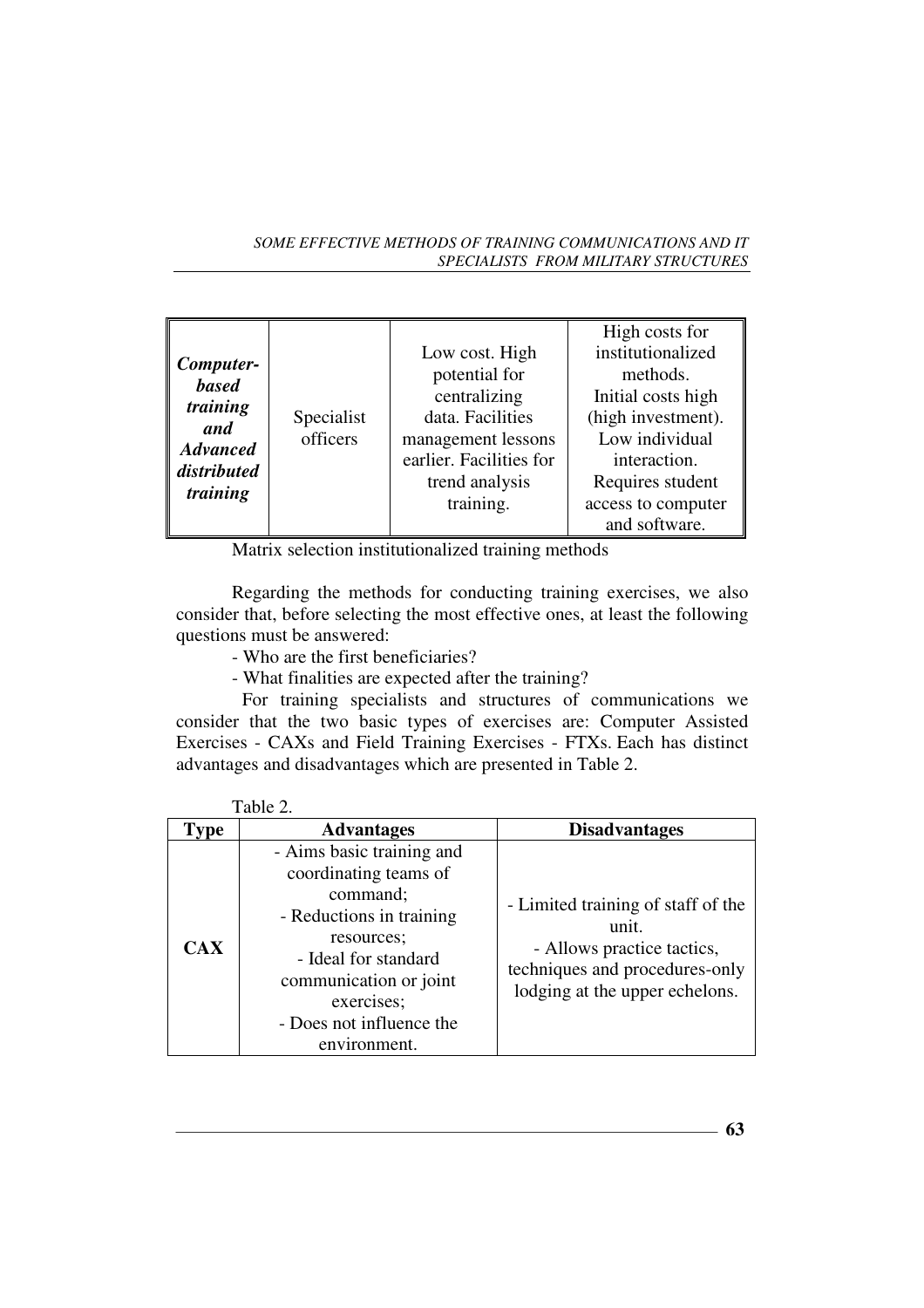| | | | |
|---|---|---|---|
| ***Computer-based training and Advanced distributed training*** | Specialist officers | Low cost. High potential for centralizing data. Facilities management lessons earlier. Facilities for trend analysis training. | High costs for institutionalized methods. Initial costs high (high investment). Low individual interaction. Requires student access to computer and software. |

Matrix selection institutionalized training methods

Regarding the methods for conducting training exercises, we also consider that, before selecting the most effective ones, at least the following questions must be answered:

- Who are the first beneficiaries?
- What finalities are expected after the training?

For training specialists and structures of communications we consider that the two basic types of exercises are: Computer Assisted Exercises - CAXs and Field Training Exercises - FTXs. Each has distinct advantages and disadvantages which are presented in Table 2.

Table 2.

| Type | Advantages | Disadvantages |
|---|---|---|
| **CAX** | - Aims basic training and coordinating teams of command;<br>- Reductions in training resources;<br>- Ideal for standard communication or joint exercises;<br>- Does not influence the environment. | - Limited training of staff of the unit.<br>- Allows practice tactics, techniques and procedures-only lodging at the upper echelons. |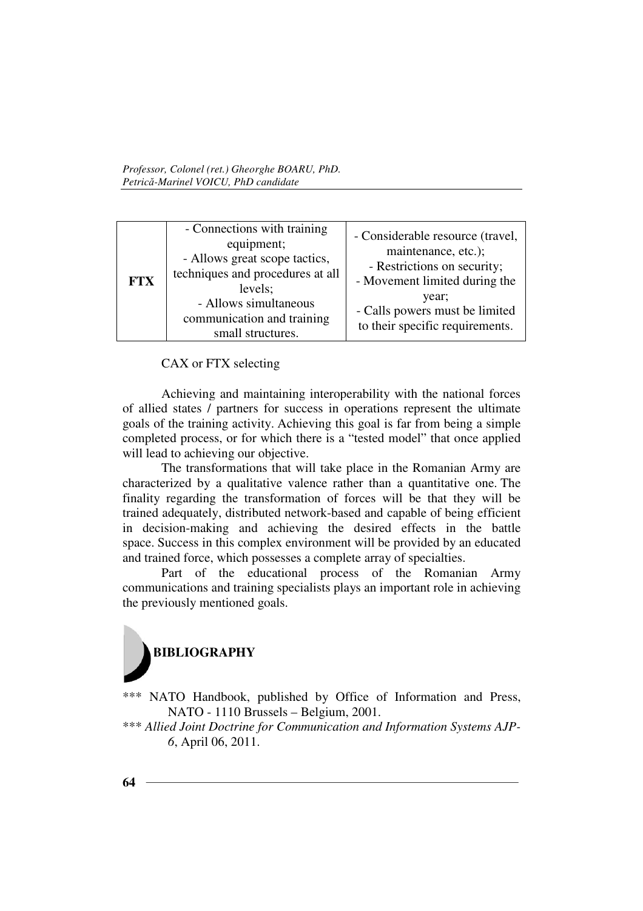| FTX | - Connections with training equipment;<br>- Allows great scope tactics, techniques and procedures at all levels;<br>- Allows simultaneous communication and training small structures. | - Considerable resource (travel, maintenance, etc.);<br>- Restrictions on security;<br>- Movement limited during the year;<br>- Calls powers must be limited to their specific requirements. |
|---|---|---|

CAX or FTX selecting

Achieving and maintaining interoperability with the national forces of allied states / partners for success in operations represent the ultimate goals of the training activity. Achieving this goal is far from being a simple completed process, or for which there is a "tested model" that once applied will lead to achieving our objective.

The transformations that will take place in the Romanian Army are characterized by a qualitative valence rather than a quantitative one. The finality regarding the transformation of forces will be that they will be trained adequately, distributed network-based and capable of being efficient in decision-making and achieving the desired effects in the battle space. Success in this complex environment will be provided by an educated and trained force, which possesses a complete array of specialties.

Part of the educational process of the Romanian Army communications and training specialists plays an important role in achieving the previously mentioned goals.

## BIBLIOGRAPHY

*** NATO Handbook, published by Office of Information and Press, NATO - 1110 Brussels – Belgium, 2001.

*** *Allied Joint Doctrine for Communication and Information Systems AJP-6*, April 06, 2011.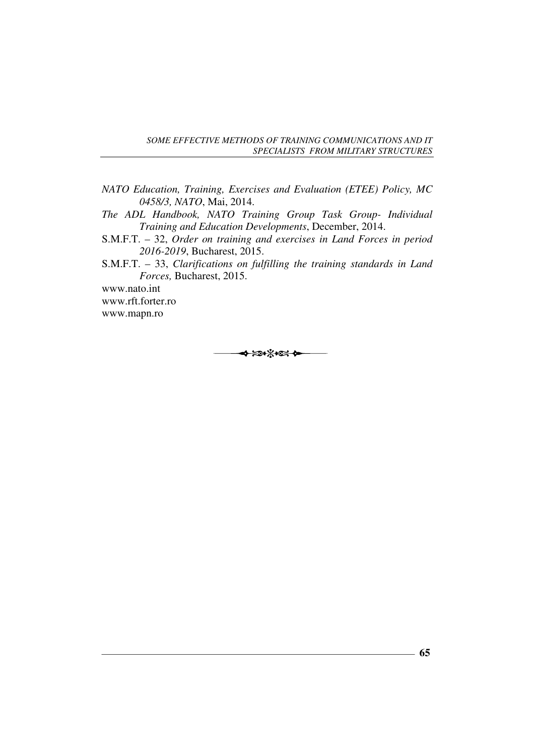*NATO Education, Training, Exercises and Evaluation (ETEE) Policy, MC 0458/3, NATO*, Mai, 2014.

*The ADL Handbook, NATO Training Group Task Group- Individual Training and Education Developments*, December, 2014.

S.M.F.T. – 32, *Order on training and exercises in Land Forces in period 2016-2019*, Bucharest, 2015.

S.M.F.T. – 33, *Clarifications on fulfilling the training standards in Land Forces,* Bucharest, 2015.

www.nato.int

www.rft.forter.ro

www.mapn.ro